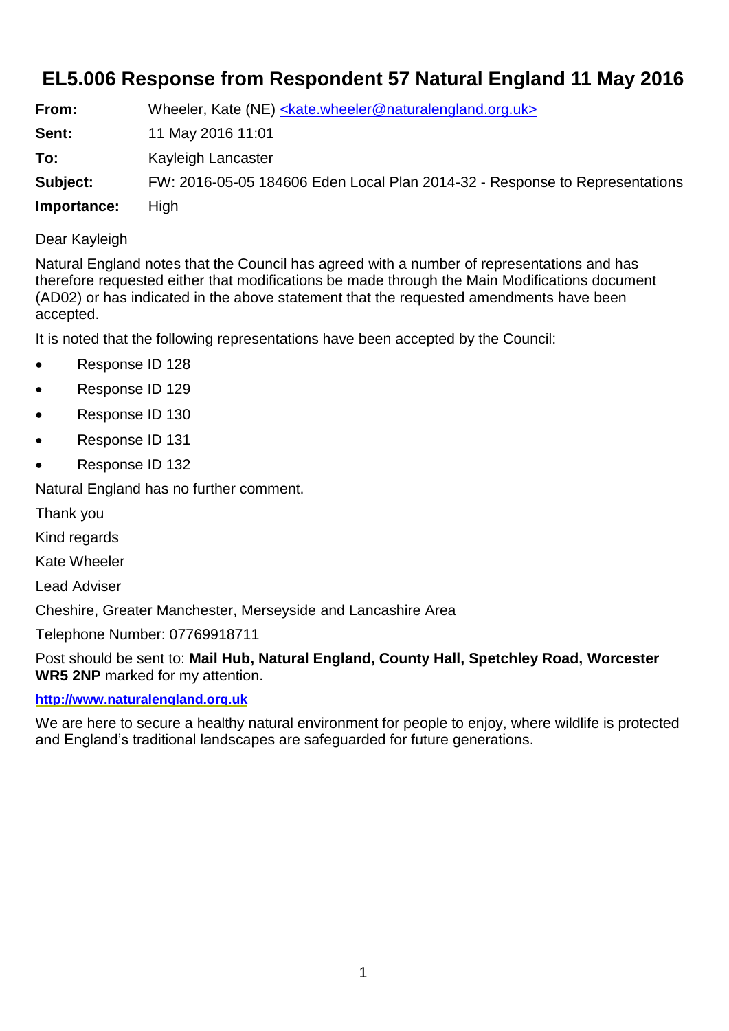# EL5.006 Response from Respondent 57 Natural England 11 May 2016

**From:** Wheeler, Kate (NE) <kate.wheeler@naturalengland.org.uk>

**Sent:** 11 May 2016 11:01

**To:** Kayleigh Lancaster

**Subject:** FW: 2016-05-05 184606 Eden Local Plan 2014-32 - Response to Representations

**Importance:** High

Dear Kayleigh

Natural England notes that the Council has agreed with a number of representations and has therefore requested either that modifications be made through the Main Modifications document (AD02) or has indicated in the above statement that the requested amendments have been accepted.

It is noted that the following representations have been accepted by the Council:

- Response ID 128
- Response ID 129
- Response ID 130
- Response ID 131
- Response ID 132

Natural England has no further comment.

Thank you

Kind regards

Kate Wheeler

Lead Adviser

Cheshire, Greater Manchester, Merseyside and Lancashire Area

Telephone Number: 07769918711

Post should be sent to: **Mail Hub, Natural England, County Hall, Spetchley Road, Worcester WR5 2NP** marked for my attention.

**http://www.naturalengland.org.uk**

We are here to secure a healthy natural environment for people to enjoy, where wildlife is protected and England's traditional landscapes are safeguarded for future generations.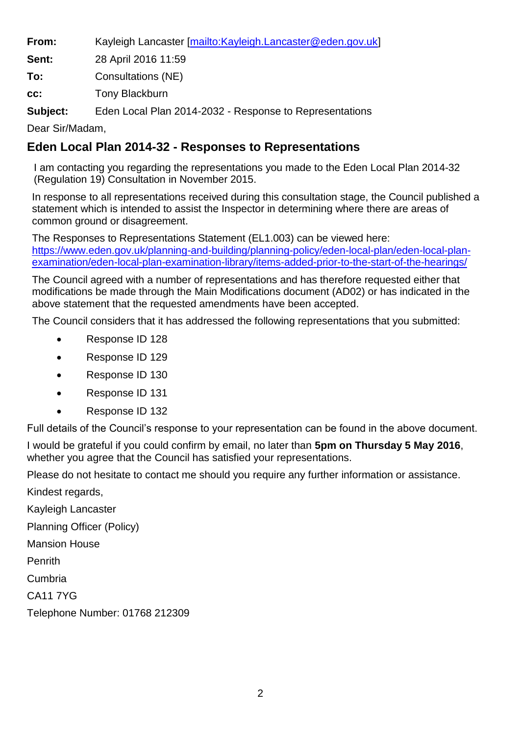**From:** Kayleigh Lancaster [mailto:Kayleigh.Lancaster@eden.gov.uk]

**Sent:** 28 April 2016 11:59

**To:** Consultations (NE)

**cc:** Tony Blackburn

**Subject:** Eden Local Plan 2014-2032 - Response to Representations

Dear Sir/Madam,

## Eden Local Plan 2014-32 - Responses to Representations

I am contacting you regarding the representations you made to the Eden Local Plan 2014-32 (Regulation 19) Consultation in November 2015.

In response to all representations received during this consultation stage, the Council published a statement which is intended to assist the Inspector in determining where there are areas of common ground or disagreement.

The Responses to Representations Statement (EL1.003) can be viewed here: https://www.eden.gov.uk/planning-and-building/planning-policy/eden-local-plan/eden-local-plan-examination/eden-local-plan-examination-library/items-added-prior-to-the-start-of-the-hearings/

The Council agreed with a number of representations and has therefore requested either that modifications be made through the Main Modifications document (AD02) or has indicated in the above statement that the requested amendments have been accepted.

The Council considers that it has addressed the following representations that you submitted:

- Response ID 128
- Response ID 129
- Response ID 130
- Response ID 131
- Response ID 132

Full details of the Council's response to your representation can be found in the above document.

I would be grateful if you could confirm by email, no later than **5pm on Thursday 5 May 2016**, whether you agree that the Council has satisfied your representations.

Please do not hesitate to contact me should you require any further information or assistance.

Kindest regards,

Kayleigh Lancaster

Planning Officer (Policy)

Mansion House

Penrith

Cumbria

CA11 7YG

Telephone Number: 01768 212309